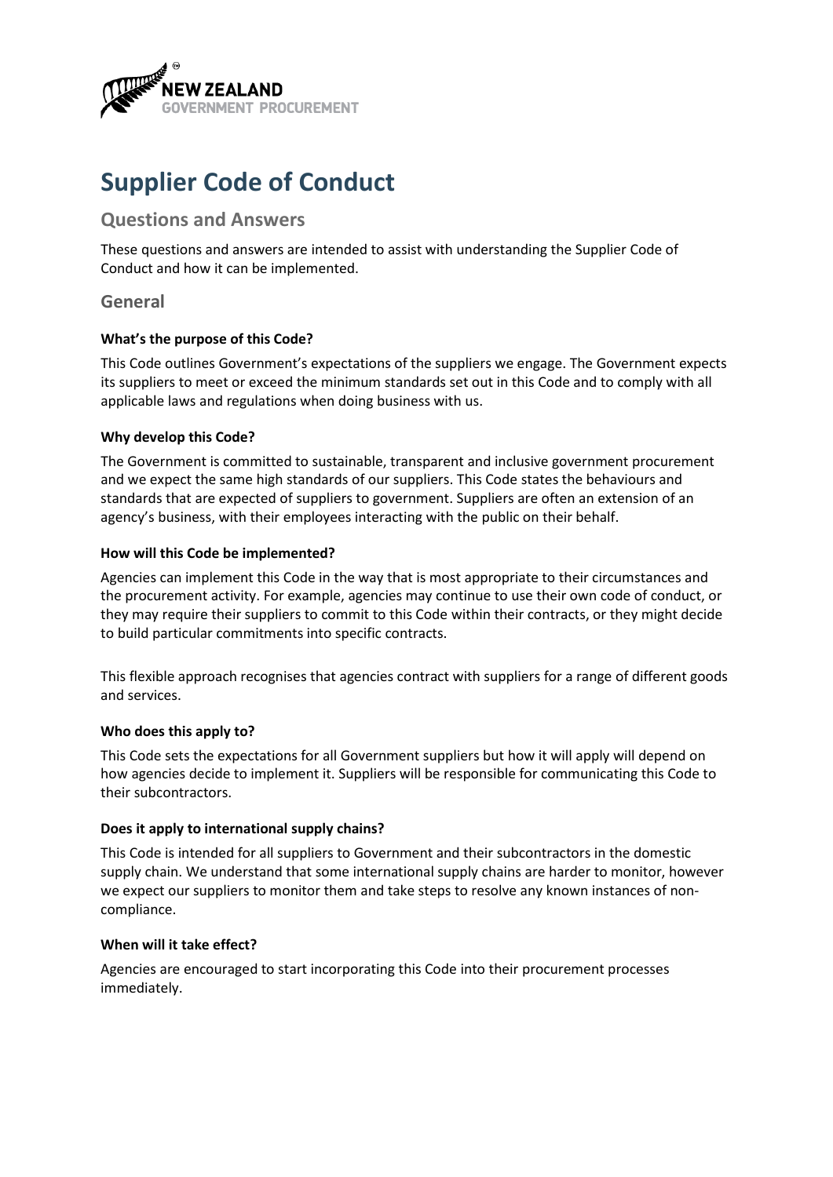# Supplier Code of Conduct

## Questions and Answers

These questions and answers are intended to assist with understanding the Supplier Code of Conduct and how it can be implemented.

## General

### What's the purpose of this Code?

This Code outlines Government's expectations of the suppliers we engage. The Government expects its suppliers to meet or exceed the minimum standards set out in this Code and to comply with all applicable laws and regulations when doing business with us.

### Why develop this Code?

The Government is committed to sustainable, transparent and inclusive government procurement and we expect the same high standards of our suppliers. This Code states the behaviours and standards that are expected of suppliers to government. Suppliers are often an extension of an agency's business, with their employees interacting with the public on their behalf.

### How will this Code be implemented?

Agencies can implement this Code in the way that is most appropriate to their circumstances and the procurement activity. For example, agencies may continue to use their own code of conduct, or they may require their suppliers to commit to this Code within their contracts, or they might decide to build particular commitments into specific contracts.

This flexible approach recognises that agencies contract with suppliers for a range of different goods and services.

### Who does this apply to?

This Code sets the expectations for all Government suppliers but how it will apply will depend on how agencies decide to implement it. Suppliers will be responsible for communicating this Code to their subcontractors.

### Does it apply to international supply chains?

This Code is intended for all suppliers to Government and their subcontractors in the domestic supply chain. We understand that some international supply chains are harder to monitor, however we expect our suppliers to monitor them and take steps to resolve any known instances of non-compliance.

### When will it take effect?

Agencies are encouraged to start incorporating this Code into their procurement processes immediately.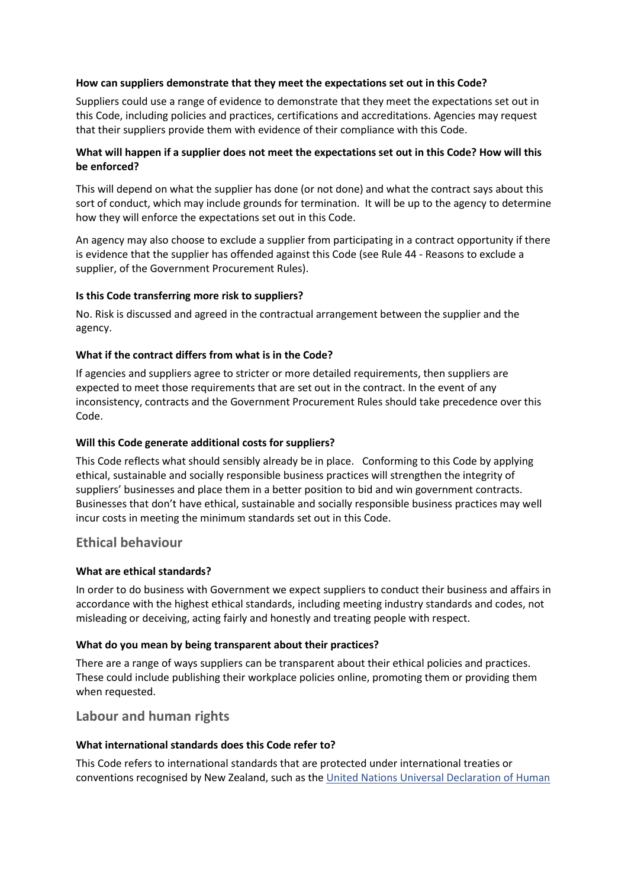**How can suppliers demonstrate that they meet the expectations set out in this Code?**

Suppliers could use a range of evidence to demonstrate that they meet the expectations set out in this Code, including policies and practices, certifications and accreditations. Agencies may request that their suppliers provide them with evidence of their compliance with this Code.

**What will happen if a supplier does not meet the expectations set out in this Code? How will this be enforced?**

This will depend on what the supplier has done (or not done) and what the contract says about this sort of conduct, which may include grounds for termination. It will be up to the agency to determine how they will enforce the expectations set out in this Code.

An agency may also choose to exclude a supplier from participating in a contract opportunity if there is evidence that the supplier has offended against this Code (see Rule 44 - Reasons to exclude a supplier, of the Government Procurement Rules).

**Is this Code transferring more risk to suppliers?**

No. Risk is discussed and agreed in the contractual arrangement between the supplier and the agency.

**What if the contract differs from what is in the Code?**

If agencies and suppliers agree to stricter or more detailed requirements, then suppliers are expected to meet those requirements that are set out in the contract. In the event of any inconsistency, contracts and the Government Procurement Rules should take precedence over this Code.

**Will this Code generate additional costs for suppliers?**

This Code reflects what should sensibly already be in place. Conforming to this Code by applying ethical, sustainable and socially responsible business practices will strengthen the integrity of suppliers' businesses and place them in a better position to bid and win government contracts. Businesses that don't have ethical, sustainable and socially responsible business practices may well incur costs in meeting the minimum standards set out in this Code.

## Ethical behaviour

**What are ethical standards?**

In order to do business with Government we expect suppliers to conduct their business and affairs in accordance with the highest ethical standards, including meeting industry standards and codes, not misleading or deceiving, acting fairly and honestly and treating people with respect.

**What do you mean by being transparent about their practices?**

There are a range of ways suppliers can be transparent about their ethical policies and practices. These could include publishing their workplace policies online, promoting them or providing them when requested.

## Labour and human rights

**What international standards does this Code refer to?**

This Code refers to international standards that are protected under international treaties or conventions recognised by New Zealand, such as the United Nations Universal Declaration of Human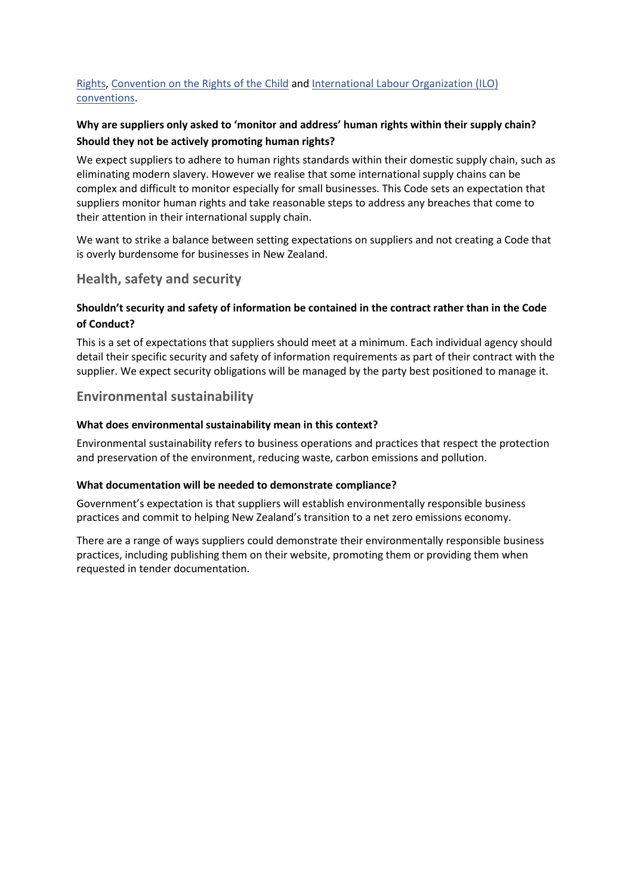Rights, Convention on the Rights of the Child and International Labour Organization (ILO) conventions.

**Why are suppliers only asked to 'monitor and address' human rights within their supply chain? Should they not be actively promoting human rights?**

We expect suppliers to adhere to human rights standards within their domestic supply chain, such as eliminating modern slavery. However we realise that some international supply chains can be complex and difficult to monitor especially for small businesses. This Code sets an expectation that suppliers monitor human rights and take reasonable steps to address any breaches that come to their attention in their international supply chain.

We want to strike a balance between setting expectations on suppliers and not creating a Code that is overly burdensome for businesses in New Zealand.

## Health, safety and security

**Shouldn't security and safety of information be contained in the contract rather than in the Code of Conduct?**

This is a set of expectations that suppliers should meet at a minimum. Each individual agency should detail their specific security and safety of information requirements as part of their contract with the supplier. We expect security obligations will be managed by the party best positioned to manage it.

## Environmental sustainability

**What does environmental sustainability mean in this context?**

Environmental sustainability refers to business operations and practices that respect the protection and preservation of the environment, reducing waste, carbon emissions and pollution.

**What documentation will be needed to demonstrate compliance?**

Government's expectation is that suppliers will establish environmentally responsible business practices and commit to helping New Zealand's transition to a net zero emissions economy.

There are a range of ways suppliers could demonstrate their environmentally responsible business practices, including publishing them on their website, promoting them or providing them when requested in tender documentation.